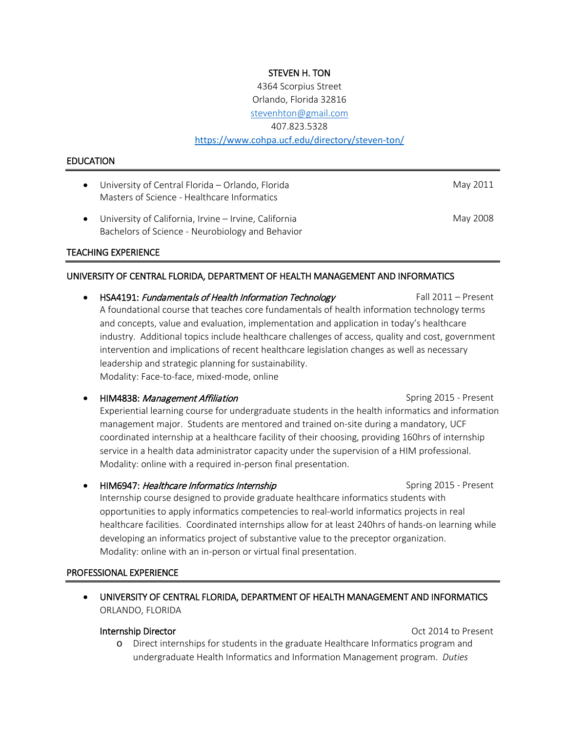# STEVEN H. TON

4364 Scorpius Street
Orlando, Florida 32816
stevenhton@gmail.com
407.823.5328
https://www.cohpa.ucf.edu/directory/steven-ton/

## EDUCATION

- University of Central Florida – Orlando, Florida — May 2011
  Masters of Science - Healthcare Informatics
- University of California, Irvine – Irvine, California — May 2008
  Bachelors of Science - Neurobiology and Behavior

## TEACHING EXPERIENCE

### UNIVERSITY OF CENTRAL FLORIDA, DEPARTMENT OF HEALTH MANAGEMENT AND INFORMATICS

- HSA4191: *Fundamentals of Health Information Technology* — Fall 2011 – Present
  A foundational course that teaches core fundamentals of health information technology terms and concepts, value and evaluation, implementation and application in today's healthcare industry. Additional topics include healthcare challenges of access, quality and cost, government intervention and implications of recent healthcare legislation changes as well as necessary leadership and strategic planning for sustainability.
  Modality: Face-to-face, mixed-mode, online
- HIM4838: *Management Affiliation* — Spring 2015 - Present
  Experiential learning course for undergraduate students in the health informatics and information management major. Students are mentored and trained on-site during a mandatory, UCF coordinated internship at a healthcare facility of their choosing, providing 160hrs of internship service in a health data administrator capacity under the supervision of a HIM professional.
  Modality: online with a required in-person final presentation.
- HIM6947: *Healthcare Informatics Internship* — Spring 2015 - Present
  Internship course designed to provide graduate healthcare informatics students with opportunities to apply informatics competencies to real-world informatics projects in real healthcare facilities. Coordinated internships allow for at least 240hrs of hands-on learning while developing an informatics project of substantive value to the preceptor organization.
  Modality: online with an in-person or virtual final presentation.

## PROFESSIONAL EXPERIENCE

- UNIVERSITY OF CENTRAL FLORIDA, DEPARTMENT OF HEALTH MANAGEMENT AND INFORMATICS
  ORLANDO, FLORIDA

  Internship Director — Oct 2014 to Present
  - Direct internships for students in the graduate Healthcare Informatics program and undergraduate Health Informatics and Information Management program. *Duties*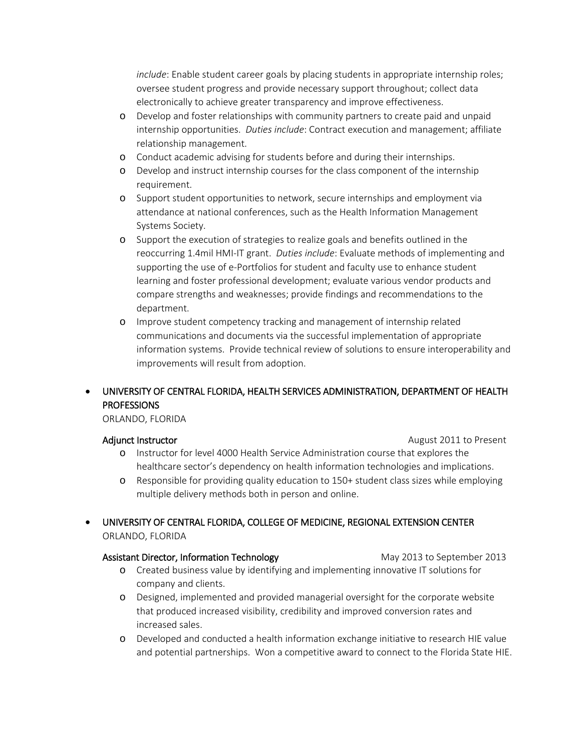*include*: Enable student career goals by placing students in appropriate internship roles; oversee student progress and provide necessary support throughout; collect data electronically to achieve greater transparency and improve effectiveness.

- Develop and foster relationships with community partners to create paid and unpaid internship opportunities. *Duties include*: Contract execution and management; affiliate relationship management.
- Conduct academic advising for students before and during their internships.
- Develop and instruct internship courses for the class component of the internship requirement.
- Support student opportunities to network, secure internships and employment via attendance at national conferences, such as the Health Information Management Systems Society.
- Support the execution of strategies to realize goals and benefits outlined in the reoccurring 1.4mil HMI-IT grant. *Duties include*: Evaluate methods of implementing and supporting the use of e-Portfolios for student and faculty use to enhance student learning and foster professional development; evaluate various vendor products and compare strengths and weaknesses; provide findings and recommendations to the department.
- Improve student competency tracking and management of internship related communications and documents via the successful implementation of appropriate information systems. Provide technical review of solutions to ensure interoperability and improvements will result from adoption.

- UNIVERSITY OF CENTRAL FLORIDA, HEALTH SERVICES ADMINISTRATION, DEPARTMENT OF HEALTH PROFESSIONS
  ORLANDO, FLORIDA

  **Adjunct Instructor** — August 2011 to Present
  - Instructor for level 4000 Health Service Administration course that explores the healthcare sector's dependency on health information technologies and implications.
  - Responsible for providing quality education to 150+ student class sizes while employing multiple delivery methods both in person and online.

- UNIVERSITY OF CENTRAL FLORIDA, COLLEGE OF MEDICINE, REGIONAL EXTENSION CENTER
  ORLANDO, FLORIDA

  **Assistant Director, Information Technology** — May 2013 to September 2013
  - Created business value by identifying and implementing innovative IT solutions for company and clients.
  - Designed, implemented and provided managerial oversight for the corporate website that produced increased visibility, credibility and improved conversion rates and increased sales.
  - Developed and conducted a health information exchange initiative to research HIE value and potential partnerships. Won a competitive award to connect to the Florida State HIE.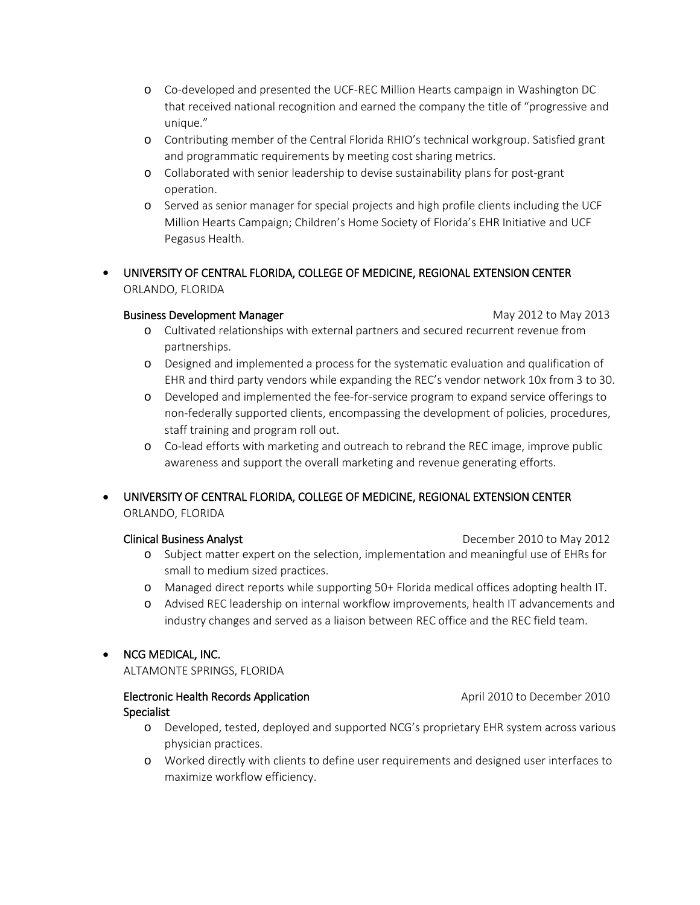- Co-developed and presented the UCF-REC Million Hearts campaign in Washington DC that received national recognition and earned the company the title of "progressive and unique."
- Contributing member of the Central Florida RHIO's technical workgroup. Satisfied grant and programmatic requirements by meeting cost sharing metrics.
- Collaborated with senior leadership to devise sustainability plans for post-grant operation.
- Served as senior manager for special projects and high profile clients including the UCF Million Hearts Campaign; Children's Home Society of Florida's EHR Initiative and UCF Pegasus Health.

- UNIVERSITY OF CENTRAL FLORIDA, COLLEGE OF MEDICINE, REGIONAL EXTENSION CENTER
  ORLANDO, FLORIDA

  **Business Development Manager** — May 2012 to May 2013
  - Cultivated relationships with external partners and secured recurrent revenue from partnerships.
  - Designed and implemented a process for the systematic evaluation and qualification of EHR and third party vendors while expanding the REC's vendor network 10x from 3 to 30.
  - Developed and implemented the fee-for-service program to expand service offerings to non-federally supported clients, encompassing the development of policies, procedures, staff training and program roll out.
  - Co-lead efforts with marketing and outreach to rebrand the REC image, improve public awareness and support the overall marketing and revenue generating efforts.

- UNIVERSITY OF CENTRAL FLORIDA, COLLEGE OF MEDICINE, REGIONAL EXTENSION CENTER
  ORLANDO, FLORIDA

  **Clinical Business Analyst** — December 2010 to May 2012
  - Subject matter expert on the selection, implementation and meaningful use of EHRs for small to medium sized practices.
  - Managed direct reports while supporting 50+ Florida medical offices adopting health IT.
  - Advised REC leadership on internal workflow improvements, health IT advancements and industry changes and served as a liaison between REC office and the REC field team.

- NCG MEDICAL, INC.
  ALTAMONTE SPRINGS, FLORIDA

  **Electronic Health Records Application Specialist** — April 2010 to December 2010
  - Developed, tested, deployed and supported NCG's proprietary EHR system across various physician practices.
  - Worked directly with clients to define user requirements and designed user interfaces to maximize workflow efficiency.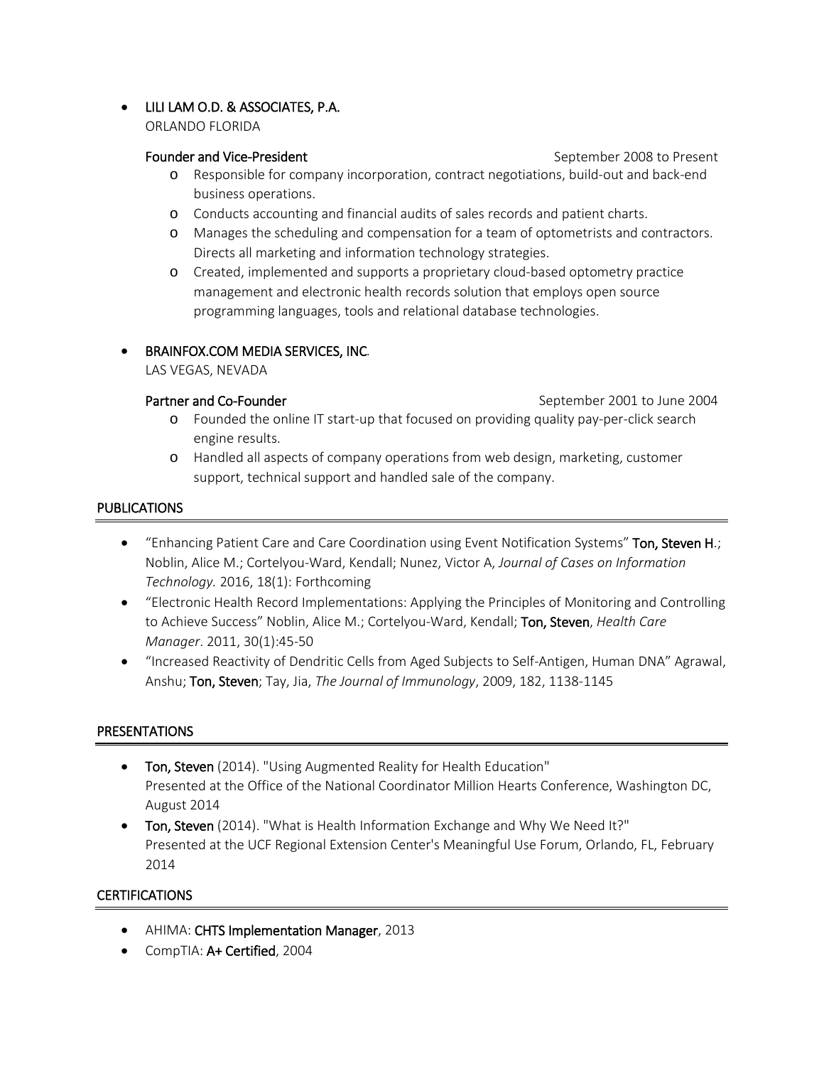- LILI LAM O.D. & ASSOCIATES, P.A.
  ORLANDO FLORIDA

  **Founder and Vice-President** September 2008 to Present
  - Responsible for company incorporation, contract negotiations, build-out and back-end business operations.
  - Conducts accounting and financial audits of sales records and patient charts.
  - Manages the scheduling and compensation for a team of optometrists and contractors. Directs all marketing and information technology strategies.
  - Created, implemented and supports a proprietary cloud-based optometry practice management and electronic health records solution that employs open source programming languages, tools and relational database technologies.

- BRAINFOX.COM MEDIA SERVICES, INC.
  LAS VEGAS, NEVADA

  **Partner and Co-Founder** September 2001 to June 2004
  - Founded the online IT start-up that focused on providing quality pay-per-click search engine results.
  - Handled all aspects of company operations from web design, marketing, customer support, technical support and handled sale of the company.

## PUBLICATIONS

- "Enhancing Patient Care and Care Coordination using Event Notification Systems" **Ton, Steven H.**; Noblin, Alice M.; Cortelyou-Ward, Kendall; Nunez, Victor A, *Journal of Cases on Information Technology.* 2016, 18(1): Forthcoming
- "Electronic Health Record Implementations: Applying the Principles of Monitoring and Controlling to Achieve Success" Noblin, Alice M.; Cortelyou-Ward, Kendall; **Ton, Steven**, *Health Care Manager*. 2011, 30(1):45-50
- "Increased Reactivity of Dendritic Cells from Aged Subjects to Self-Antigen, Human DNA" Agrawal, Anshu; **Ton, Steven**; Tay, Jia, *The Journal of Immunology*, 2009, 182, 1138-1145

## PRESENTATIONS

- **Ton, Steven** (2014). "Using Augmented Reality for Health Education"
  Presented at the Office of the National Coordinator Million Hearts Conference, Washington DC, August 2014
- **Ton, Steven** (2014). "What is Health Information Exchange and Why We Need It?"
  Presented at the UCF Regional Extension Center's Meaningful Use Forum, Orlando, FL, February 2014

## CERTIFICATIONS

- AHIMA: **CHTS Implementation Manager**, 2013
- CompTIA: **A+ Certified**, 2004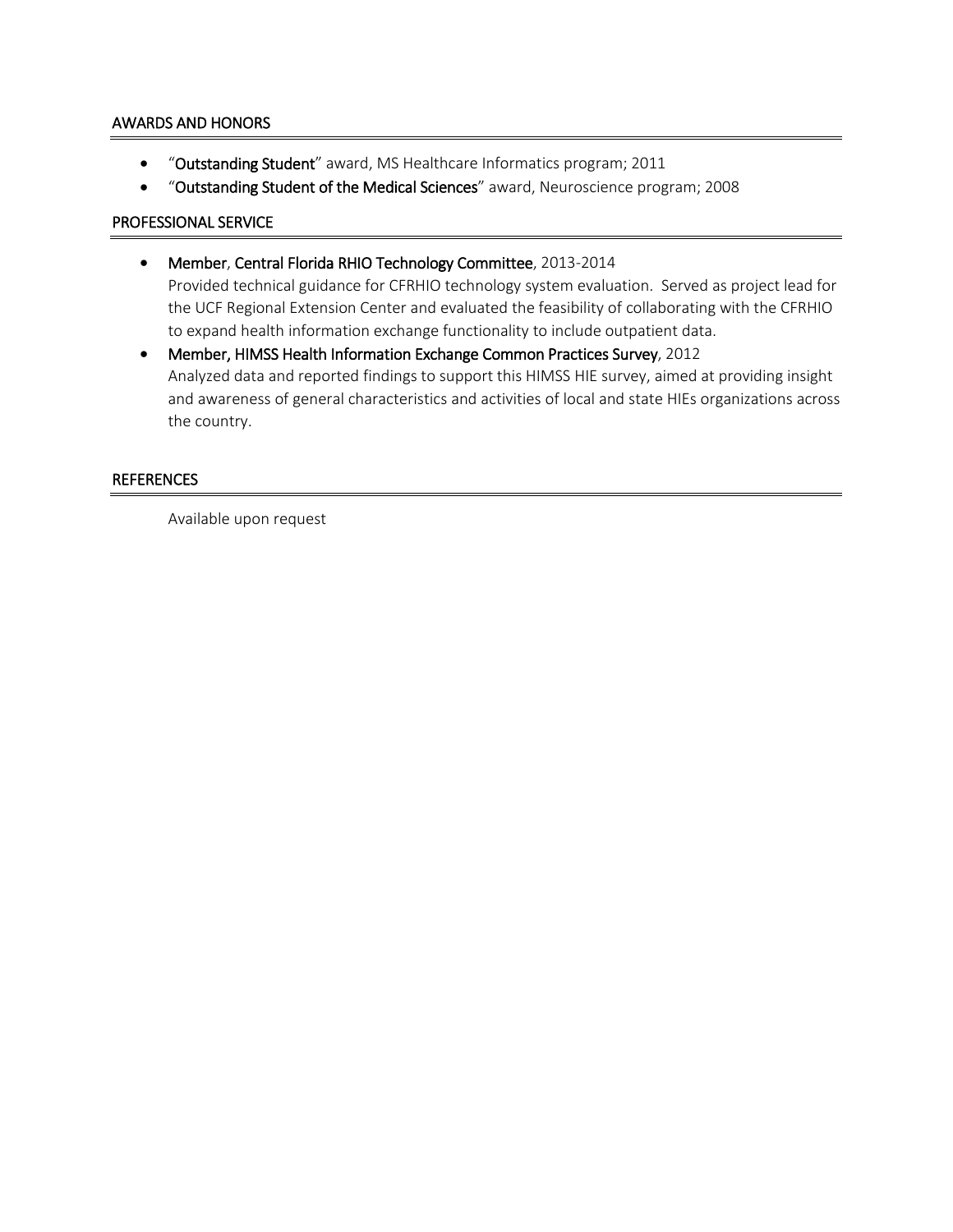## AWARDS AND HONORS

- "**Outstanding Student**" award, MS Healthcare Informatics program; 2011
- "**Outstanding Student of the Medical Sciences**" award, Neuroscience program; 2008

## PROFESSIONAL SERVICE

- **Member**, **Central Florida RHIO Technology Committee**, 2013-2014
  Provided technical guidance for CFRHIO technology system evaluation. Served as project lead for the UCF Regional Extension Center and evaluated the feasibility of collaborating with the CFRHIO to expand health information exchange functionality to include outpatient data.
- **Member, HIMSS Health Information Exchange Common Practices Survey**, 2012
  Analyzed data and reported findings to support this HIMSS HIE survey, aimed at providing insight and awareness of general characteristics and activities of local and state HIEs organizations across the country.

## REFERENCES

Available upon request